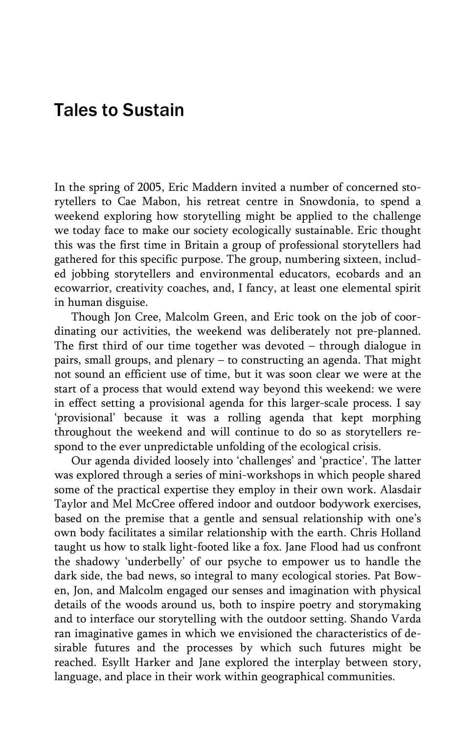# Tales to Sustain

In the spring of 2005, Eric Maddern invited a number of concerned storytellers to Cae Mabon, his retreat centre in Snowdonia, to spend a weekend exploring how storytelling might be applied to the challenge we today face to make our society ecologically sustainable. Eric thought this was the first time in Britain a group of professional storytellers had gathered for this specific purpose. The group, numbering sixteen, included jobbing storytellers and environmental educators, ecobards and an ecowarrior, creativity coaches, and, I fancy, at least one elemental spirit in human disguise.

Though Jon Cree, Malcolm Green, and Eric took on the job of coordinating our activities, the weekend was deliberately not pre-planned. The first third of our time together was devoted – through dialogue in pairs, small groups, and plenary – to constructing an agenda. That might not sound an efficient use of time, but it was soon clear we were at the start of a process that would extend way beyond this weekend: we were in effect setting a provisional agenda for this larger-scale process. I say 'provisional' because it was a rolling agenda that kept morphing throughout the weekend and will continue to do so as storytellers respond to the ever unpredictable unfolding of the ecological crisis.

Our agenda divided loosely into 'challenges' and 'practice'. The latter was explored through a series of mini-workshops in which people shared some of the practical expertise they employ in their own work. Alasdair Taylor and Mel McCree offered indoor and outdoor bodywork exercises, based on the premise that a gentle and sensual relationship with one's own body facilitates a similar relationship with the earth. Chris Holland taught us how to stalk light-footed like a fox. Jane Flood had us confront the shadowy 'underbelly' of our psyche to empower us to handle the dark side, the bad news, so integral to many ecological stories. Pat Bowen, Jon, and Malcolm engaged our senses and imagination with physical details of the woods around us, both to inspire poetry and storymaking and to interface our storytelling with the outdoor setting. Shando Varda ran imaginative games in which we envisioned the characteristics of desirable futures and the processes by which such futures might be reached. Esyllt Harker and Jane explored the interplay between story, language, and place in their work within geographical communities.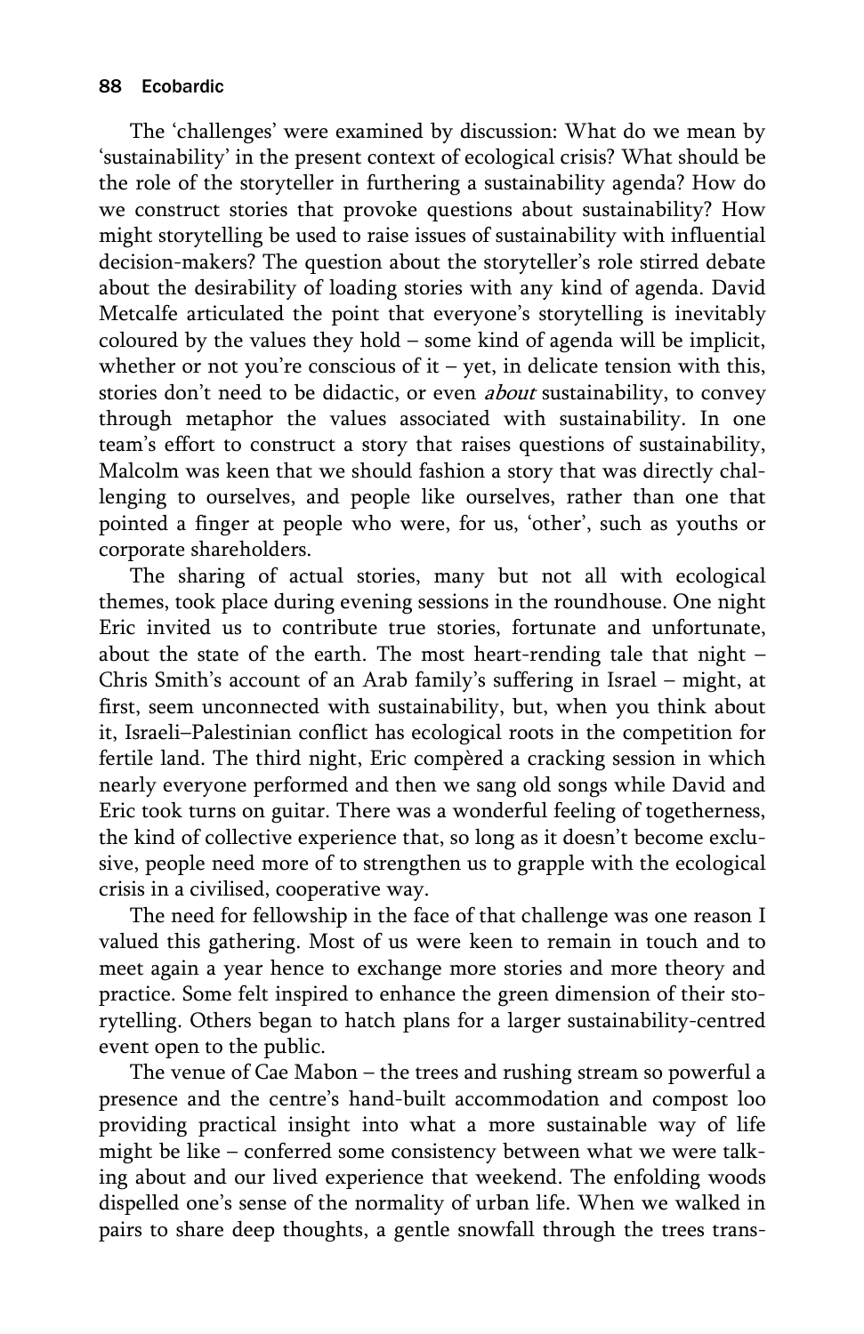The 'challenges' were examined by discussion: What do we mean by 'sustainability' in the present context of ecological crisis? What should be the role of the storyteller in furthering a sustainability agenda? How do we construct stories that provoke questions about sustainability? How might storytelling be used to raise issues of sustainability with influential decision-makers? The question about the storyteller's role stirred debate about the desirability of loading stories with any kind of agenda. David Metcalfe articulated the point that everyone's storytelling is inevitably coloured by the values they hold – some kind of agenda will be implicit, whether or not you're conscious of it – yet, in delicate tension with this, stories don't need to be didactic, or even *about* sustainability, to convey through metaphor the values associated with sustainability. In one team's effort to construct a story that raises questions of sustainability, Malcolm was keen that we should fashion a story that was directly challenging to ourselves, and people like ourselves, rather than one that pointed a finger at people who were, for us, 'other', such as youths or corporate shareholders.

The sharing of actual stories, many but not all with ecological themes, took place during evening sessions in the roundhouse. One night Eric invited us to contribute true stories, fortunate and unfortunate, about the state of the earth. The most heart-rending tale that night – Chris Smith's account of an Arab family's suffering in Israel – might, at first, seem unconnected with sustainability, but, when you think about it, Israeli–Palestinian conflict has ecological roots in the competition for fertile land. The third night, Eric compèred a cracking session in which nearly everyone performed and then we sang old songs while David and Eric took turns on guitar. There was a wonderful feeling of togetherness, the kind of collective experience that, so long as it doesn't become exclusive, people need more of to strengthen us to grapple with the ecological crisis in a civilised, cooperative way.

The need for fellowship in the face of that challenge was one reason I valued this gathering. Most of us were keen to remain in touch and to meet again a year hence to exchange more stories and more theory and practice. Some felt inspired to enhance the green dimension of their storytelling. Others began to hatch plans for a larger sustainability-centred event open to the public.

The venue of Cae Mabon – the trees and rushing stream so powerful a presence and the centre's hand-built accommodation and compost loo providing practical insight into what a more sustainable way of life might be like – conferred some consistency between what we were talking about and our lived experience that weekend. The enfolding woods dispelled one's sense of the normality of urban life. When we walked in pairs to share deep thoughts, a gentle snowfall through the trees trans-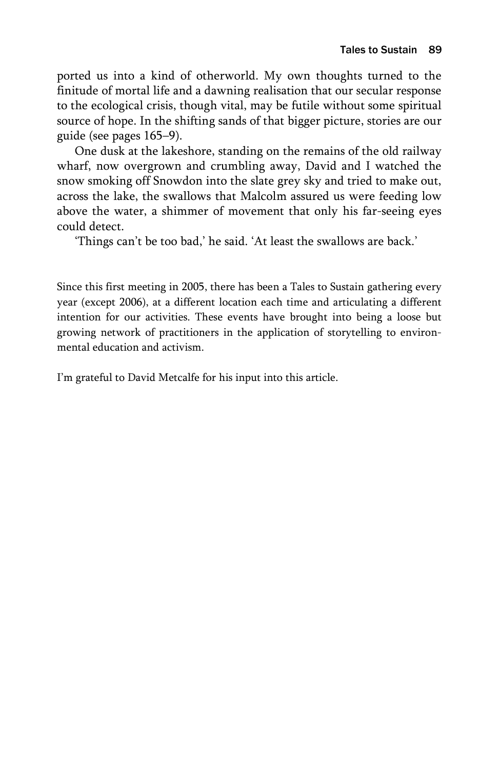ported us into a kind of otherworld. My own thoughts turned to the finitude of mortal life and a dawning realisation that our secular response to the ecological crisis, though vital, may be futile without some spiritual source of hope. In the shifting sands of that bigger picture, stories are our guide (see pages 165–9).

One dusk at the lakeshore, standing on the remains of the old railway wharf, now overgrown and crumbling away, David and I watched the snow smoking off Snowdon into the slate grey sky and tried to make out, across the lake, the swallows that Malcolm assured us were feeding low above the water, a shimmer of movement that only his far-seeing eyes could detect.

'Things can't be too bad,' he said. 'At least the swallows are back.'

Since this first meeting in 2005, there has been a Tales to Sustain gathering every year (except 2006), at a different location each time and articulating a different intention for our activities. These events have brought into being a loose but growing network of practitioners in the application of storytelling to environmental education and activism.

I'm grateful to David Metcalfe for his input into this article.